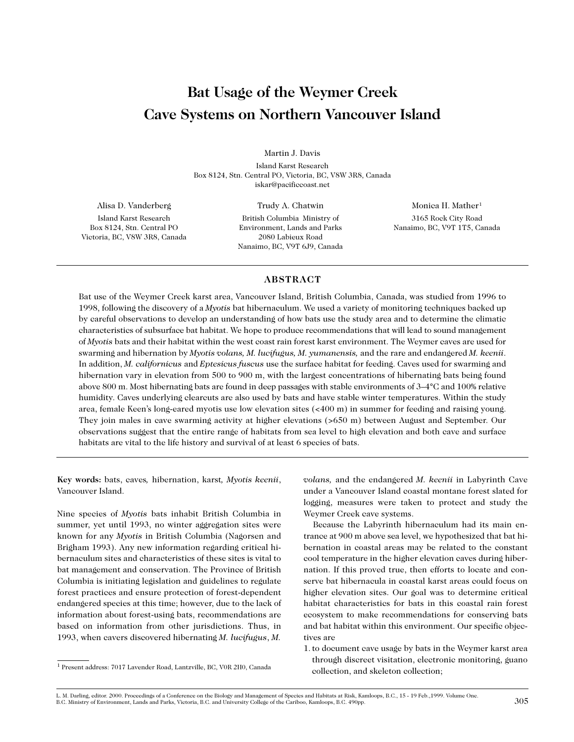# Bat Usage of the Weymer Creek Cave Systems on Northern Vancouver Island

Martin J. Davis
Island Karst Research
Box 8124, Stn. Central PO, Victoria, BC, V8W 3R8, Canada
iskar@pacificcoast.net

Alisa D. Vanderberg
Island Karst Research
Box 8124, Stn. Central PO
Victoria, BC, V8W 3R8, Canada

Trudy A. Chatwin
British Columbia Ministry of Environment, Lands and Parks
2080 Labieux Road
Nanaimo, BC, V9T 6J9, Canada

Monica H. Mather[1]
3165 Rock City Road
Nanaimo, BC, V9T 1T5, Canada

## ABSTRACT

Bat use of the Weymer Creek karst area, Vancouver Island, British Columbia, Canada, was studied from 1996 to 1998, following the discovery of a *Myotis* bat hibernaculum. We used a variety of monitoring techniques backed up by careful observations to develop an understanding of how bats use the study area and to determine the climatic characteristics of subsurface bat habitat. We hope to produce recommendations that will lead to sound management of *Myotis* bats and their habitat within the west coast rain forest karst environment. The Weymer caves are used for swarming and hibernation by *Myotis volans, M. lucifugus, M. yumanensis,* and the rare and endangered *M. keenii*. In addition, *M. californicus* and *Eptesicus fuscus* use the surface habitat for feeding. Caves used for swarming and hibernation vary in elevation from 500 to 900 m, with the largest concentrations of hibernating bats being found above 800 m. Most hibernating bats are found in deep passages with stable environments of 3–4°C and 100% relative humidity. Caves underlying clearcuts are also used by bats and have stable winter temperatures. Within the study area, female Keen's long-eared myotis use low elevation sites (<400 m) in summer for feeding and raising young. They join males in cave swarming activity at higher elevations (>650 m) between August and September. Our observations suggest that the entire range of habitats from sea level to high elevation and both cave and surface habitats are vital to the life history and survival of at least 6 species of bats.

**Key words:** bats, caves, hibernation, karst, *Myotis keenii*, Vancouver Island.

Nine species of *Myotis* bats inhabit British Columbia in summer, yet until 1993, no winter aggregation sites were known for any *Myotis* in British Columbia (Nagorsen and Brigham 1993). Any new information regarding critical hibernaculum sites and characteristics of these sites is vital to bat management and conservation. The Province of British Columbia is initiating legislation and guidelines to regulate forest practices and ensure protection of forest-dependent endangered species at this time; however, due to the lack of information about forest-using bats, recommendations are based on information from other jurisdictions. Thus, in 1993, when cavers discovered hibernating *M. lucifugus*, *M. volans,* and the endangered *M. keenii* in Labyrinth Cave under a Vancouver Island coastal montane forest slated for logging, measures were taken to protect and study the Weymer Creek cave systems.

Because the Labyrinth hibernaculum had its main entrance at 900 m above sea level, we hypothesized that bat hibernation in coastal areas may be related to the constant cool temperature in the higher elevation caves during hibernation. If this proved true, then efforts to locate and conserve bat hibernacula in coastal karst areas could focus on higher elevation sites. Our goal was to determine critical habitat characteristics for bats in this coastal rain forest ecosystem to make recommendations for conserving bats and bat habitat within this environment. Our specific objectives are

1. to document cave usage by bats in the Weymer karst area through discreet visitation, electronic monitoring, guano collection, and skeleton collection;

[1] Present address: 7017 Lavender Road, Lantzville, BC, V0R 2H0, Canada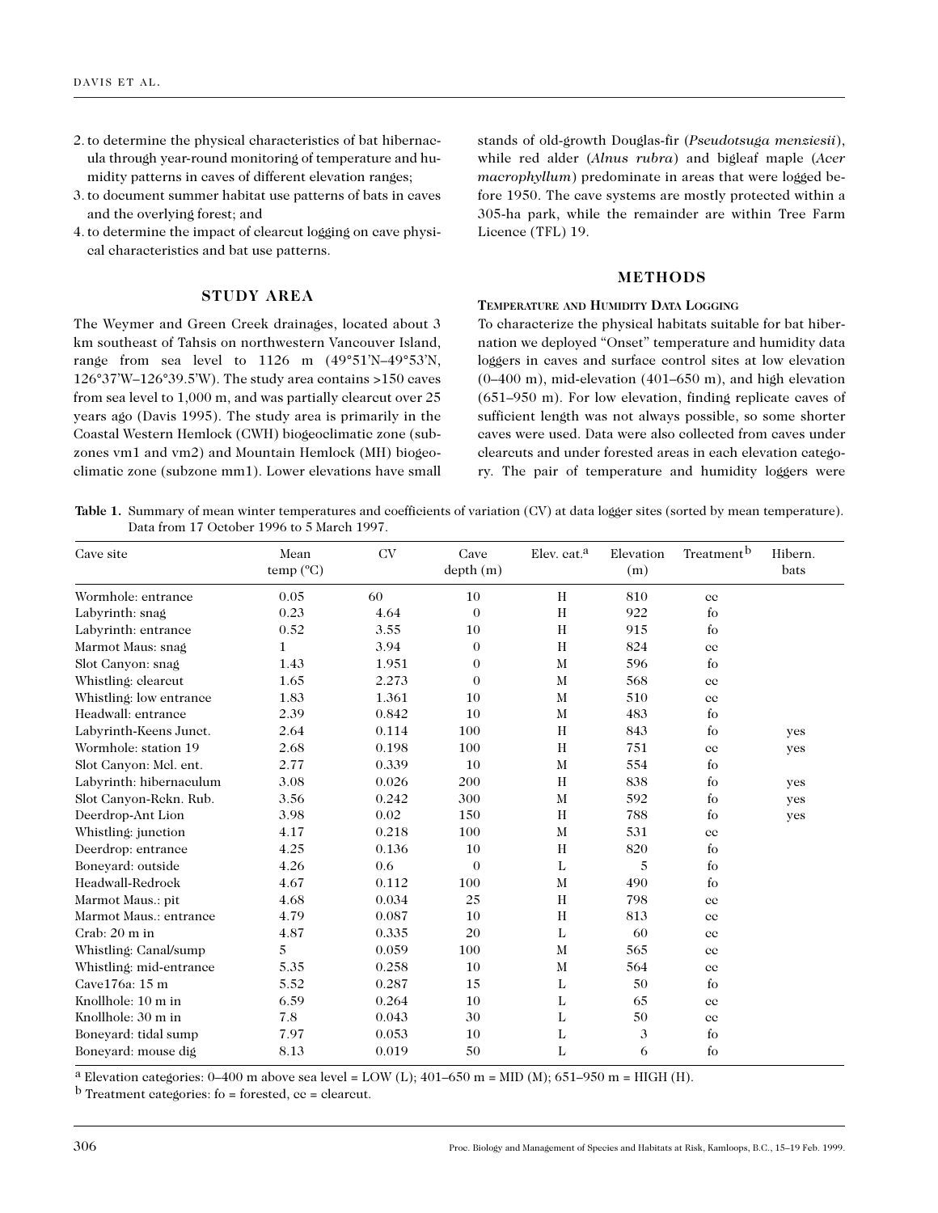2. to determine the physical characteristics of bat hibernacula through year-round monitoring of temperature and humidity patterns in caves of different elevation ranges;
3. to document summer habitat use patterns of bats in caves and the overlying forest; and
4. to determine the impact of clearcut logging on cave physical characteristics and bat use patterns.

## STUDY AREA

The Weymer and Green Creek drainages, located about 3 km southeast of Tahsis on northwestern Vancouver Island, range from sea level to 1126 m (49°51'N–49°53'N, 126°37'W–126°39.5'W). The study area contains >150 caves from sea level to 1,000 m, and was partially clearcut over 25 years ago (Davis 1995). The study area is primarily in the Coastal Western Hemlock (CWH) biogeoclimatic zone (subzones vm1 and vm2) and Mountain Hemlock (MH) biogeoclimatic zone (subzone mm1). Lower elevations have small stands of old-growth Douglas-fir (*Pseudotsuga menziesii*), while red alder (*Alnus rubra*) and bigleaf maple (*Acer macrophyllum*) predominate in areas that were logged before 1950. The cave systems are mostly protected within a 305-ha park, while the remainder are within Tree Farm Licence (TFL) 19.

## METHODS

### Temperature and Humidity Data Logging

To characterize the physical habitats suitable for bat hibernation we deployed "Onset" temperature and humidity data loggers in caves and surface control sites at low elevation (0–400 m), mid-elevation (401–650 m), and high elevation (651–950 m). For low elevation, finding replicate caves of sufficient length was not always possible, so some shorter caves were used. Data were also collected from caves under clearcuts and under forested areas in each elevation category. The pair of temperature and humidity loggers were

**Table 1.** Summary of mean winter temperatures and coefficients of variation (CV) at data logger sites (sorted by mean temperature). Data from 17 October 1996 to 5 March 1997.

| Cave site | Mean temp (°C) | CV | Cave depth (m) | Elev. cat.[a] | Elevation (m) | Treatment[b] | Hibern. bats |
|---|---|---|---|---|---|---|---|
| Wormhole: entrance | 0.05 | 60 | 10 | H | 810 | cc | |
| Labyrinth: snag | 0.23 | 4.64 | 0 | H | 922 | fo | |
| Labyrinth: entrance | 0.52 | 3.55 | 10 | H | 915 | fo | |
| Marmot Maus: snag | 1 | 3.94 | 0 | H | 824 | cc | |
| Slot Canyon: snag | 1.43 | 1.951 | 0 | M | 596 | fo | |
| Whistling: clearcut | 1.65 | 2.273 | 0 | M | 568 | cc | |
| Whistling: low entrance | 1.83 | 1.361 | 10 | M | 510 | cc | |
| Headwall: entrance | 2.39 | 0.842 | 10 | M | 483 | fo | |
| Labyrinth-Keens Junct. | 2.64 | 0.114 | 100 | H | 843 | fo | yes |
| Wormhole: station 19 | 2.68 | 0.198 | 100 | H | 751 | cc | yes |
| Slot Canyon: Mel. ent. | 2.77 | 0.339 | 10 | M | 554 | fo | |
| Labyrinth: hibernaculum | 3.08 | 0.026 | 200 | H | 838 | fo | yes |
| Slot Canyon-Rckn. Rub. | 3.56 | 0.242 | 300 | M | 592 | fo | yes |
| Deerdrop-Ant Lion | 3.98 | 0.02 | 150 | H | 788 | fo | yes |
| Whistling: junction | 4.17 | 0.218 | 100 | M | 531 | cc | |
| Deerdrop: entrance | 4.25 | 0.136 | 10 | H | 820 | fo | |
| Boneyard: outside | 4.26 | 0.6 | 0 | L | 5 | fo | |
| Headwall-Redrock | 4.67 | 0.112 | 100 | M | 490 | fo | |
| Marmot Maus.: pit | 4.68 | 0.034 | 25 | H | 798 | cc | |
| Marmot Maus.: entrance | 4.79 | 0.087 | 10 | H | 813 | cc | |
| Crab: 20 m in | 4.87 | 0.335 | 20 | L | 60 | cc | |
| Whistling: Canal/sump | 5 | 0.059 | 100 | M | 565 | cc | |
| Whistling: mid-entrance | 5.35 | 0.258 | 10 | M | 564 | cc | |
| Cave176a: 15 m | 5.52 | 0.287 | 15 | L | 50 | fo | |
| Knollhole: 10 m in | 6.59 | 0.264 | 10 | L | 65 | cc | |
| Knollhole: 30 m in | 7.8 | 0.043 | 30 | L | 50 | cc | |
| Boneyard: tidal sump | 7.97 | 0.053 | 10 | L | 3 | fo | |
| Boneyard: mouse dig | 8.13 | 0.019 | 50 | L | 6 | fo | |

[a] Elevation categories: 0–400 m above sea level = LOW (L); 401–650 m = MID (M); 651–950 m = HIGH (H).

[b] Treatment categories: fo = forested, cc = clearcut.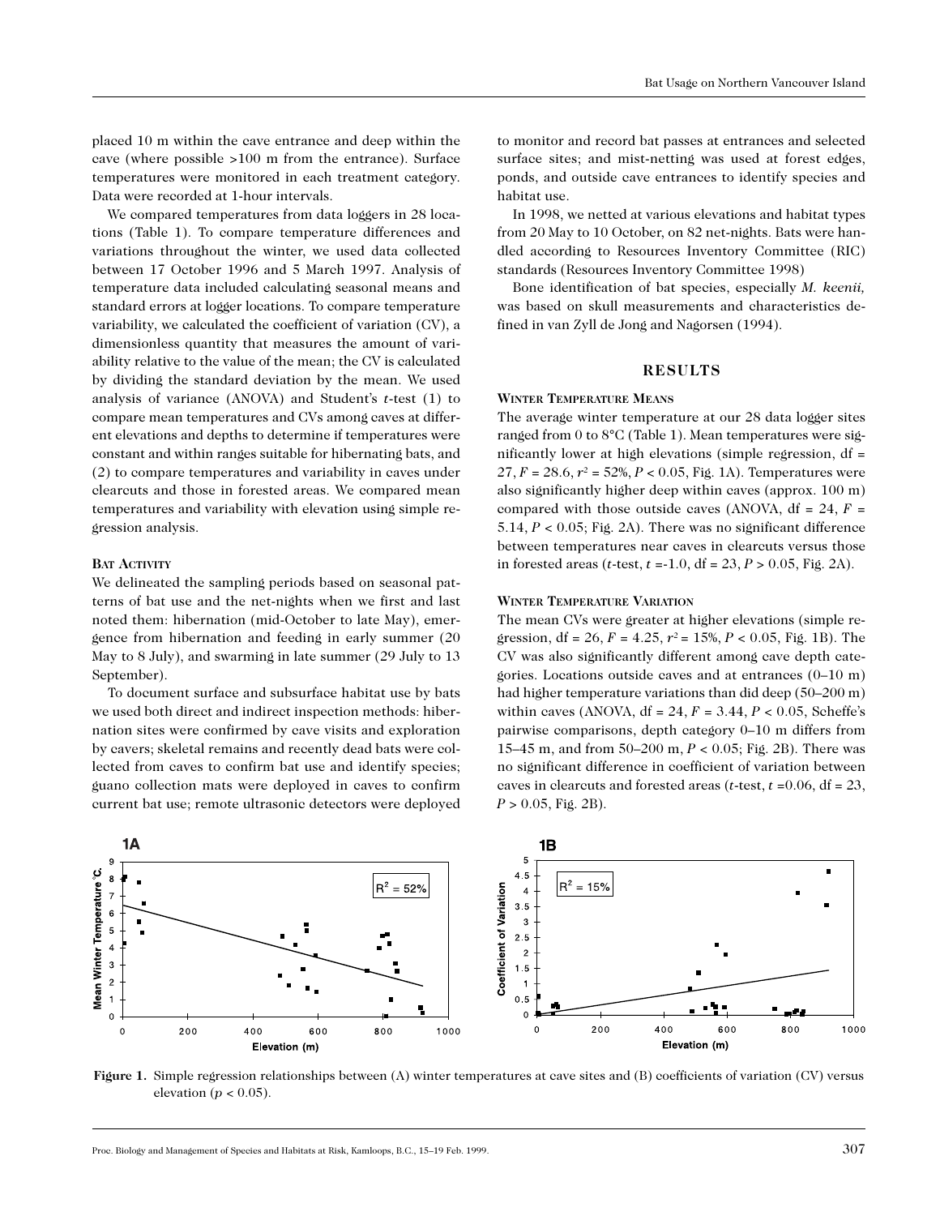placed 10 m within the cave entrance and deep within the cave (where possible >100 m from the entrance). Surface temperatures were monitored in each treatment category. Data were recorded at 1-hour intervals.

We compared temperatures from data loggers in 28 locations (Table 1). To compare temperature differences and variations throughout the winter, we used data collected between 17 October 1996 and 5 March 1997. Analysis of temperature data included calculating seasonal means and standard errors at logger locations. To compare temperature variability, we calculated the coefficient of variation (CV), a dimensionless quantity that measures the amount of variability relative to the value of the mean; the CV is calculated by dividing the standard deviation by the mean. We used analysis of variance (ANOVA) and Student's *t*-test (1) to compare mean temperatures and CVs among caves at different elevations and depths to determine if temperatures were constant and within ranges suitable for hibernating bats, and (2) to compare temperatures and variability in caves under clearcuts and those in forested areas. We compared mean temperatures and variability with elevation using simple regression analysis.

#### Bat Activity

We delineated the sampling periods based on seasonal patterns of bat use and the net-nights when we first and last noted them: hibernation (mid-October to late May), emergence from hibernation and feeding in early summer (20 May to 8 July), and swarming in late summer (29 July to 13 September).

To document surface and subsurface habitat use by bats we used both direct and indirect inspection methods: hibernation sites were confirmed by cave visits and exploration by cavers; skeletal remains and recently dead bats were collected from caves to confirm bat use and identify species; guano collection mats were deployed in caves to confirm current bat use; remote ultrasonic detectors were deployed to monitor and record bat passes at entrances and selected surface sites; and mist-netting was used at forest edges, ponds, and outside cave entrances to identify species and habitat use.

In 1998, we netted at various elevations and habitat types from 20 May to 10 October, on 82 net-nights. Bats were handled according to Resources Inventory Committee (RIC) standards (Resources Inventory Committee 1998)

Bone identification of bat species, especially *M. keenii,* was based on skull measurements and characteristics defined in van Zyll de Jong and Nagorsen (1994).

## RESULTS

#### Winter Temperature Means

The average winter temperature at our 28 data logger sites ranged from 0 to 8°C (Table 1). Mean temperatures were significantly lower at high elevations (simple regression, df = 27, $F = 28.6$, $r^2 = 52\%$, $P < 0.05$, Fig. 1A). Temperatures were also significantly higher deep within caves (approx. 100 m) compared with those outside caves (ANOVA, df = 24, $F = 5.14$, $P < 0.05$; Fig. 2A). There was no significant difference between temperatures near caves in clearcuts versus those in forested areas (*t*-test, $t = -1.0$, df = 23, $P > 0.05$, Fig. 2A).

#### Winter Temperature Variation

The mean CVs were greater at higher elevations (simple regression, df = 26, $F = 4.25$, $r^2 = 15\%$, $P < 0.05$, Fig. 1B). The CV was also significantly different among cave depth categories. Locations outside caves and at entrances (0–10 m) had higher temperature variations than did deep (50–200 m) within caves (ANOVA, df = 24, $F = 3.44$, $P < 0.05$, Scheffe's pairwise comparisons, depth category 0–10 m differs from 15–45 m, and from 50–200 m, $P < 0.05$; Fig. 2B). There was no significant difference in coefficient of variation between caves in clearcuts and forested areas (*t*-test, $t = 0.06$, df = 23, $P > 0.05$, Fig. 2B).

**Figure 1.** Simple regression relationships between (A) winter temperatures at cave sites and (B) coefficients of variation (CV) versus elevation ($p < 0.05$).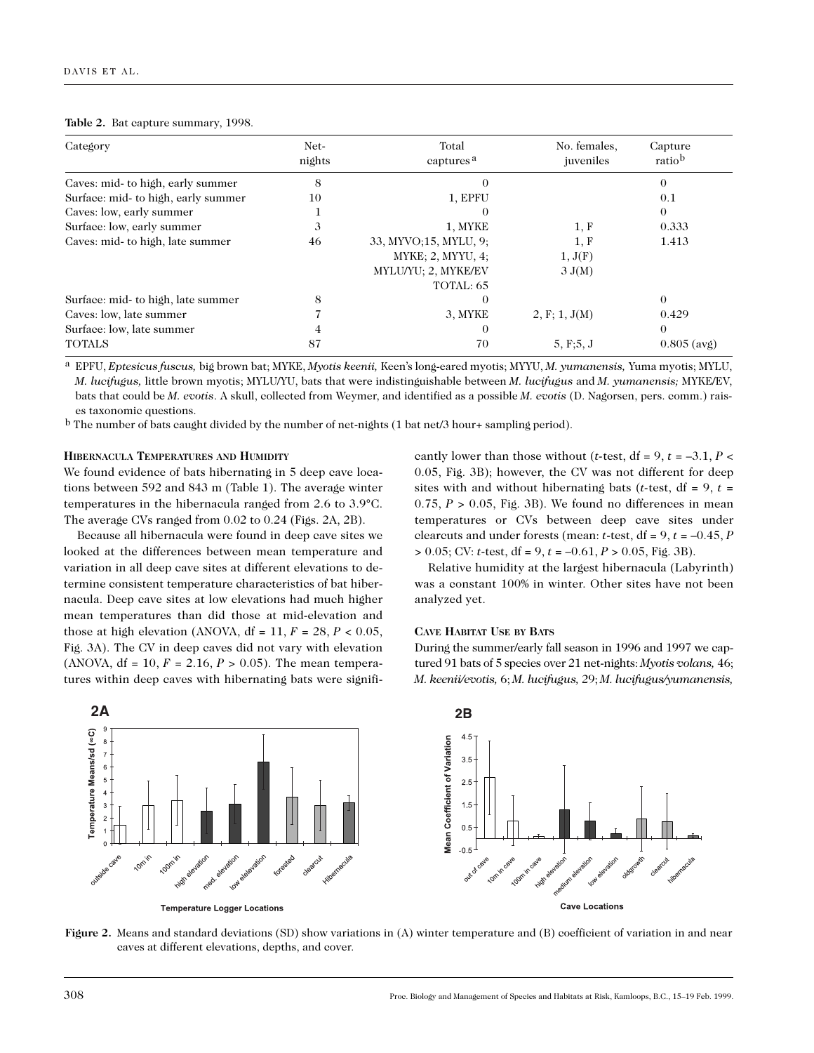**Table 2.** Bat capture summary, 1998.

| Category | Net-nights | Total captures[a] | No. females, juveniles | Capture ratio[b] |
|---|---|---|---|---|
| Caves: mid- to high, early summer | 8 | 0 | | 0 |
| Surface: mid- to high, early summer | 10 | 1, EPFU | | 0.1 |
| Caves: low, early summer | 1 | 0 | | 0 |
| Surface: low, early summer | 3 | 1, MYKE | 1, F | 0.333 |
| Caves: mid- to high, late summer | 46 | 33, MYVO;15, MYLU, 9; MYKE; 2, MYYU, 4; MYLU/YU; 2, MYKE/EV TOTAL: 65 | 1, F 1, J(F) 3 J(M) | 1.413 |
| Surface: mid- to high, late summer | 8 | 0 | | 0 |
| Caves: low, late summer | 7 | 3, MYKE | 2, F; 1, J(M) | 0.429 |
| Surface: low, late summer | 4 | 0 | | 0 |
| TOTALS | 87 | 70 | 5, F;5, J | 0.805 (avg) |

[a] EPFU, *Eptesicus fuscus,* big brown bat; MYKE, *Myotis keenii,* Keen's long-eared myotis; MYYU, *M. yumanensis,* Yuma myotis; MYLU, *M. lucifugus,* little brown myotis; MYLU/YU, bats that were indistinguishable between *M. lucifugus* and *M. yumanensis;* MYKE/EV, bats that could be *M. evotis*. A skull, collected from Weymer, and identified as a possible *M. evotis* (D. Nagorsen, pers. comm.) raises taxonomic questions.

[b] The number of bats caught divided by the number of net-nights (1 bat net/3 hour+ sampling period).

### Hibernacula Temperatures and Humidity

We found evidence of bats hibernating in 5 deep cave locations between 592 and 843 m (Table 1). The average winter temperatures in the hibernacula ranged from 2.6 to 3.9°C. The average CVs ranged from 0.02 to 0.24 (Figs. 2A, 2B).

Because all hibernacula were found in deep cave sites we looked at the differences between mean temperature and variation in all deep cave sites at different elevations to determine consistent temperature characteristics of bat hibernacula. Deep cave sites at low elevations had much higher mean temperatures than did those at mid-elevation and those at high elevation (ANOVA, df = 11, $F = 28$, $P < 0.05$, Fig. 3A). The CV in deep caves did not vary with elevation (ANOVA, df = 10, $F = 2.16$, $P > 0.05$). The mean temperatures within deep caves with hibernating bats were significantly lower than those without ($t$-test, df = 9, $t = -3.1$, $P < 0.05$, Fig. 3B); however, the CV was not different for deep sites with and without hibernating bats ($t$-test, df = 9, $t = 0.75$, $P > 0.05$, Fig. 3B). We found no differences in mean temperatures or CVs between deep cave sites under clearcuts and under forests (mean: $t$-test, df = 9, $t = -0.45$, $P > 0.05$; CV: $t$-test, df = 9, $t = -0.61$, $P > 0.05$, Fig. 3B).

Relative humidity at the largest hibernacula (Labyrinth) was a constant 100% in winter. Other sites have not been analyzed yet.

### Cave Habitat Use by Bats

During the summer/early fall season in 1996 and 1997 we captured 91 bats of 5 species over 21 net-nights: *Myotis volans,* 46; *M. keenii/evotis,* 6; *M. lucifugus,* 29; *M. lucifugus/yumanensis,*

**Figure 2.** Means and standard deviations (SD) show variations in (A) winter temperature and (B) coefficient of variation in and near caves at different elevations, depths, and cover.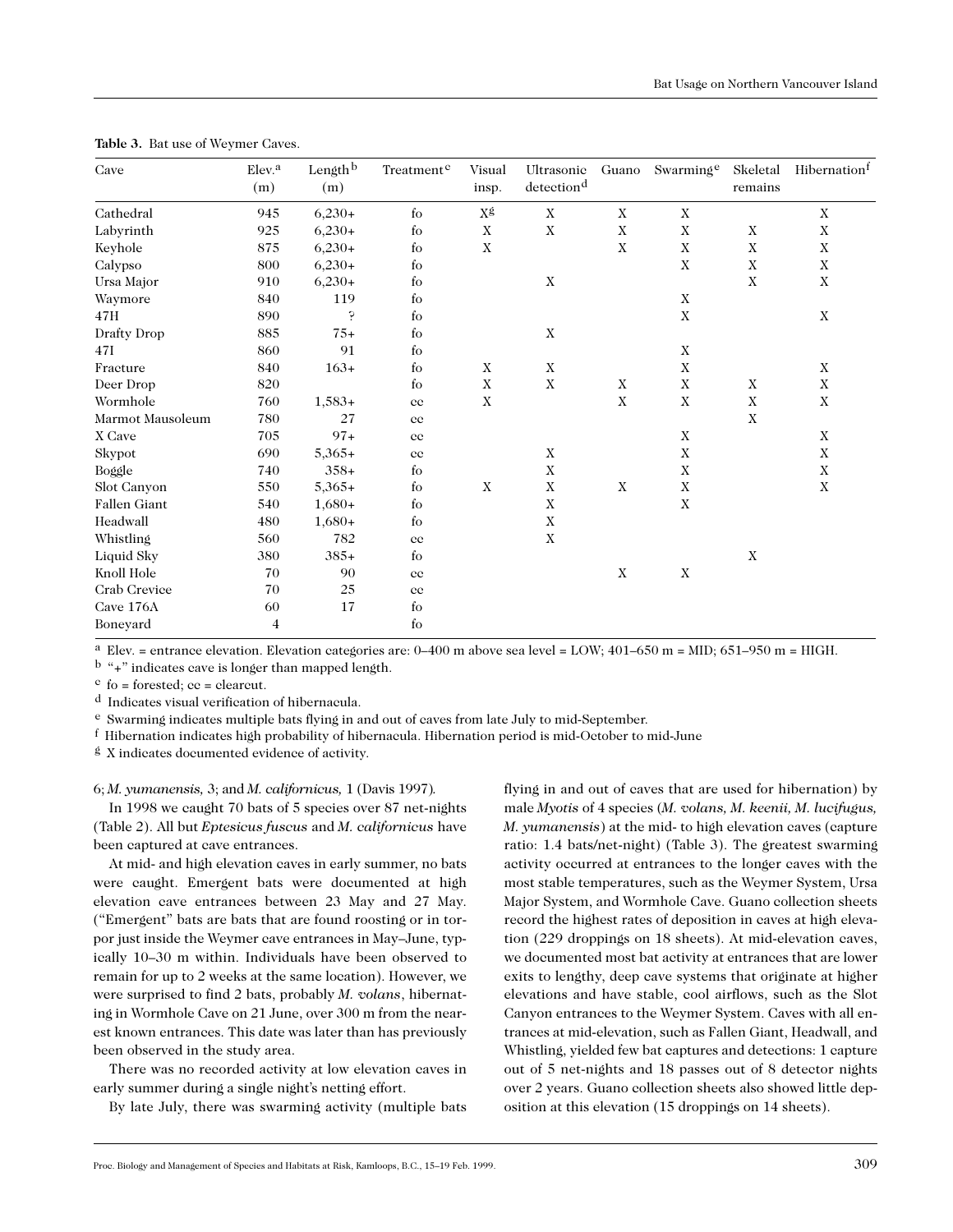**Table 3.** Bat use of Weymer Caves.

| Cave | Elev.[a] (m) | Length[b] (m) | Treatment[c] | Visual insp. | Ultrasonic detection[d] | Guano | Swarming[e] | Skeletal remains | Hibernation[f] |
|---|---|---|---|---|---|---|---|---|---|
| Cathedral | 945 | 6,230+ | fo | X[g] | X | X | X | | X |
| Labyrinth | 925 | 6,230+ | fo | X | X | X | X | X | X |
| Keyhole | 875 | 6,230+ | fo | X | | X | X | X | X |
| Calypso | 800 | 6,230+ | fo | | | | X | X | X |
| Ursa Major | 910 | 6,230+ | fo | | X | | | X | X |
| Waymore | 840 | 119 | fo | | | | X | | |
| 47H | 890 | ? | fo | | | | X | | X |
| Drafty Drop | 885 | 75+ | fo | | X | | | | |
| 47I | 860 | 91 | fo | | | | X | | |
| Fracture | 840 | 163+ | fo | X | X | | X | | X |
| Deer Drop | 820 | | fo | X | X | X | X | X | X |
| Wormhole | 760 | 1,583+ | cc | X | | X | X | X | X |
| Marmot Mausoleum | 780 | 27 | cc | | | | | X | |
| X Cave | 705 | 97+ | cc | | | | X | | X |
| Skypot | 690 | 5,365+ | cc | | X | | X | | X |
| Boggle | 740 | 358+ | fo | | X | | X | | X |
| Slot Canyon | 550 | 5,365+ | fo | X | X | X | X | | X |
| Fallen Giant | 540 | 1,680+ | fo | | X | | X | | |
| Headwall | 480 | 1,680+ | fo | | X | | | | |
| Whistling | 560 | 782 | cc | | X | | | | |
| Liquid Sky | 380 | 385+ | fo | | | | | X | |
| Knoll Hole | 70 | 90 | cc | | | X | X | | |
| Crab Crevice | 70 | 25 | cc | | | | | | |
| Cave 176A | 60 | 17 | fo | | | | | | |
| Boneyard | 4 | | fo | | | | | | |

[a] Elev. = entrance elevation. Elevation categories are: 0–400 m above sea level = LOW; 401–650 m = MID; 651–950 m = HIGH.
[b] "+" indicates cave is longer than mapped length.
[c] fo = forested; cc = clearcut.
[d] Indicates visual verification of hibernacula.
[e] Swarming indicates multiple bats flying in and out of caves from late July to mid-September.
[f] Hibernation indicates high probability of hibernacula. Hibernation period is mid-October to mid-June
[g] X indicates documented evidence of activity.

6; *M. yumanensis,* 3; and *M. californicus,* 1 (Davis 1997).

In 1998 we caught 70 bats of 5 species over 87 net-nights (Table 2). All but *Eptesicus fuscus* and *M. californicus* have been captured at cave entrances.

At mid- and high elevation caves in early summer, no bats were caught. Emergent bats were documented at high elevation cave entrances between 23 May and 27 May. ("Emergent" bats are bats that are found roosting or in torpor just inside the Weymer cave entrances in May–June, typically 10–30 m within. Individuals have been observed to remain for up to 2 weeks at the same location). However, we were surprised to find 2 bats, probably *M. volans*, hibernating in Wormhole Cave on 21 June, over 300 m from the nearest known entrances. This date was later than has previously been observed in the study area.

There was no recorded activity at low elevation caves in early summer during a single night's netting effort.

By late July, there was swarming activity (multiple bats flying in and out of caves that are used for hibernation) by male *Myotis* of 4 species (*M. volans, M. keenii, M. lucifugus, M. yumanensis*) at the mid- to high elevation caves (capture ratio: 1.4 bats/net-night) (Table 3). The greatest swarming activity occurred at entrances to the longer caves with the most stable temperatures, such as the Weymer System, Ursa Major System, and Wormhole Cave. Guano collection sheets record the highest rates of deposition in caves at high elevation (229 droppings on 18 sheets). At mid-elevation caves, we documented most bat activity at entrances that are lower exits to lengthy, deep cave systems that originate at higher elevations and have stable, cool airflows, such as the Slot Canyon entrances to the Weymer System. Caves with all entrances at mid-elevation, such as Fallen Giant, Headwall, and Whistling, yielded few bat captures and detections: 1 capture out of 5 net-nights and 18 passes out of 8 detector nights over 2 years. Guano collection sheets also showed little deposition at this elevation (15 droppings on 14 sheets).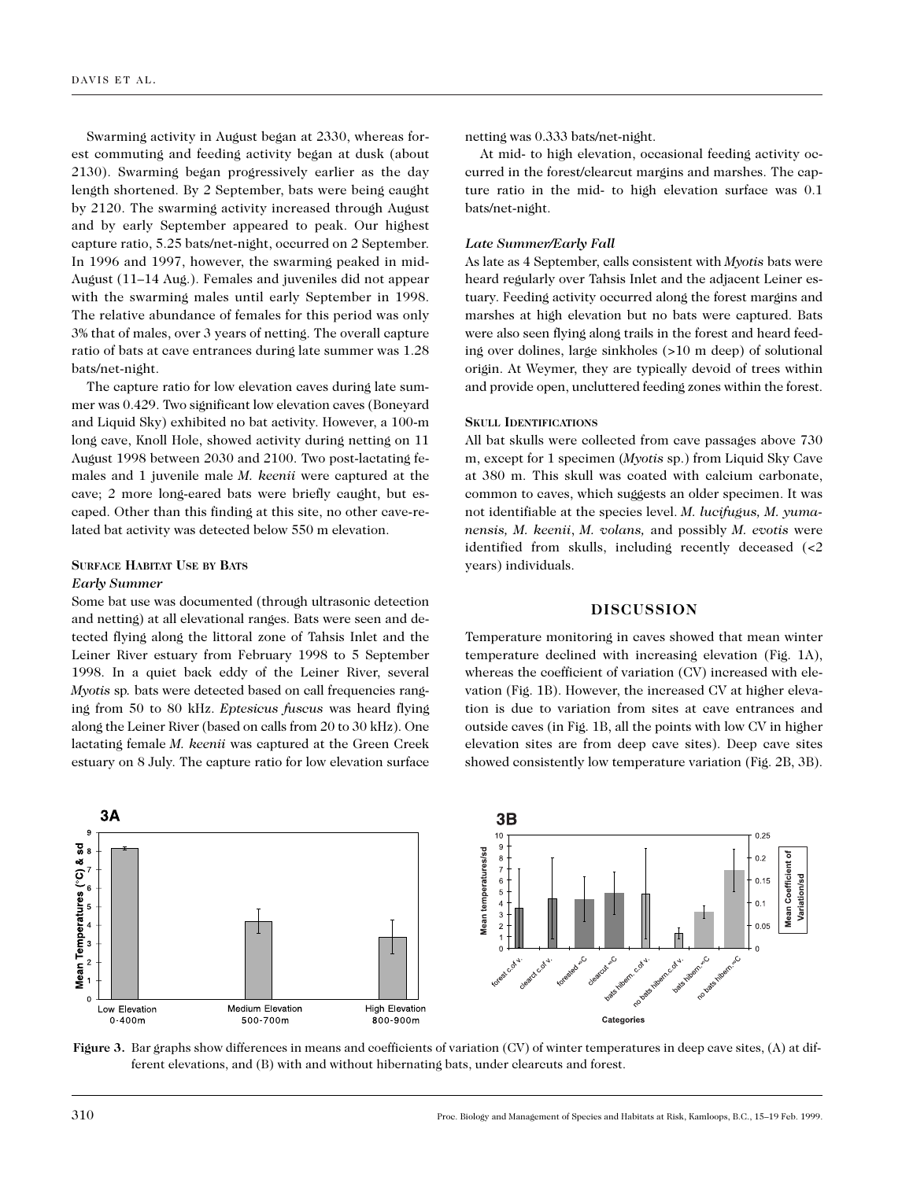Swarming activity in August began at 2330, whereas forest commuting and feeding activity began at dusk (about 2130). Swarming began progressively earlier as the day length shortened. By 2 September, bats were being caught by 2120. The swarming activity increased through August and by early September appeared to peak. Our highest capture ratio, 5.25 bats/net-night, occurred on 2 September. In 1996 and 1997, however, the swarming peaked in mid-August (11–14 Aug.). Females and juveniles did not appear with the swarming males until early September in 1998. The relative abundance of females for this period was only 3% that of males, over 3 years of netting. The overall capture ratio of bats at cave entrances during late summer was 1.28 bats/net-night.

The capture ratio for low elevation caves during late summer was 0.429. Two significant low elevation caves (Boneyard and Liquid Sky) exhibited no bat activity. However, a 100-m long cave, Knoll Hole, showed activity during netting on 11 August 1998 between 2030 and 2100. Two post-lactating females and 1 juvenile male *M. keenii* were captured at the cave; 2 more long-eared bats were briefly caught, but escaped. Other than this finding at this site, no other cave-related bat activity was detected below 550 m elevation.

### Surface Habitat Use by Bats

#### *Early Summer*

Some bat use was documented (through ultrasonic detection and netting) at all elevational ranges. Bats were seen and detected flying along the littoral zone of Tahsis Inlet and the Leiner River estuary from February 1998 to 5 September 1998. In a quiet back eddy of the Leiner River, several *Myotis* sp. bats were detected based on call frequencies ranging from 50 to 80 kHz. *Eptesicus fuscus* was heard flying along the Leiner River (based on calls from 20 to 30 kHz). One lactating female *M. keenii* was captured at the Green Creek estuary on 8 July. The capture ratio for low elevation surface netting was 0.333 bats/net-night.

At mid- to high elevation, occasional feeding activity occurred in the forest/clearcut margins and marshes. The capture ratio in the mid- to high elevation surface was 0.1 bats/net-night.

#### *Late Summer/Early Fall*

As late as 4 September, calls consistent with *Myotis* bats were heard regularly over Tahsis Inlet and the adjacent Leiner estuary. Feeding activity occurred along the forest margins and marshes at high elevation but no bats were captured. Bats were also seen flying along trails in the forest and heard feeding over dolines, large sinkholes (>10 m deep) of solutional origin. At Weymer, they are typically devoid of trees within and provide open, uncluttered feeding zones within the forest.

### Skull Identifications

All bat skulls were collected from cave passages above 730 m, except for 1 specimen (*Myotis* sp.) from Liquid Sky Cave at 380 m. This skull was coated with calcium carbonate, common to caves, which suggests an older specimen. It was not identifiable at the species level. *M. lucifugus, M. yumanensis, M. keenii*, *M. volans,* and possibly *M. evotis* were identified from skulls, including recently deceased (<2 years) individuals.

## DISCUSSION

Temperature monitoring in caves showed that mean winter temperature declined with increasing elevation (Fig. 1A), whereas the coefficient of variation (CV) increased with elevation (Fig. 1B). However, the increased CV at higher elevation is due to variation from sites at cave entrances and outside caves (in Fig. 1B, all the points with low CV in higher elevation sites are from deep cave sites). Deep cave sites showed consistently low temperature variation (Fig. 2B, 3B).

**Figure 3.** Bar graphs show differences in means and coefficients of variation (CV) of winter temperatures in deep cave sites, (A) at different elevations, and (B) with and without hibernating bats, under clearcuts and forest.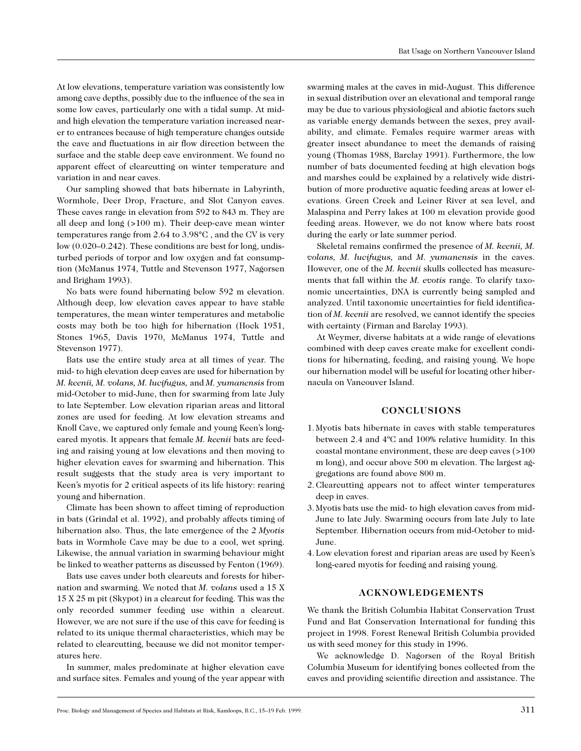At low elevations, temperature variation was consistently low among cave depths, possibly due to the influence of the sea in some low caves, particularly one with a tidal sump. At mid- and high elevation the temperature variation increased nearer to entrances because of high temperature changes outside the cave and fluctuations in air flow direction between the surface and the stable deep cave environment. We found no apparent effect of clearcutting on winter temperature and variation in and near caves.

Our sampling showed that bats hibernate in Labyrinth, Wormhole, Deer Drop, Fracture, and Slot Canyon caves. These caves range in elevation from 592 to 843 m. They are all deep and long (>100 m). Their deep-cave mean winter temperatures range from 2.64 to 3.98°C , and the CV is very low (0.020–0.242). These conditions are best for long, undisturbed periods of torpor and low oxygen and fat consumption (McManus 1974, Tuttle and Stevenson 1977, Nagorsen and Brigham 1993).

No bats were found hibernating below 592 m elevation. Although deep, low elevation caves appear to have stable temperatures, the mean winter temperatures and metabolic costs may both be too high for hibernation (Hock 1951, Stones 1965, Davis 1970, McManus 1974, Tuttle and Stevenson 1977).

Bats use the entire study area at all times of year. The mid- to high elevation deep caves are used for hibernation by *M. keenii, M. volans, M. lucifugus,* and *M. yumanensis* from mid-October to mid-June, then for swarming from late July to late September. Low elevation riparian areas and littoral zones are used for feeding. At low elevation streams and Knoll Cave, we captured only female and young Keen's long-eared myotis. It appears that female *M. keenii* bats are feeding and raising young at low elevations and then moving to higher elevation caves for swarming and hibernation. This result suggests that the study area is very important to Keen's myotis for 2 critical aspects of its life history: rearing young and hibernation.

Climate has been shown to affect timing of reproduction in bats (Grindal et al. 1992), and probably affects timing of hibernation also. Thus, the late emergence of the 2 *Myotis* bats in Wormhole Cave may be due to a cool, wet spring. Likewise, the annual variation in swarming behaviour might be linked to weather patterns as discussed by Fenton (1969).

Bats use caves under both clearcuts and forests for hibernation and swarming. We noted that *M. volans* used a 15 X 15 X 25 m pit (Skypot) in a clearcut for feeding. This was the only recorded summer feeding use within a clearcut. However, we are not sure if the use of this cave for feeding is related to its unique thermal characteristics, which may be related to clearcutting, because we did not monitor temperatures here.

In summer, males predominate at higher elevation cave and surface sites. Females and young of the year appear with swarming males at the caves in mid-August. This difference in sexual distribution over an elevational and temporal range may be due to various physiological and abiotic factors such as variable energy demands between the sexes, prey availability, and climate. Females require warmer areas with greater insect abundance to meet the demands of raising young (Thomas 1988, Barclay 1991). Furthermore, the low number of bats documented feeding at high elevation bogs and marshes could be explained by a relatively wide distribution of more productive aquatic feeding areas at lower elevations. Green Creek and Leiner River at sea level, and Malaspina and Perry lakes at 100 m elevation provide good feeding areas. However, we do not know where bats roost during the early or late summer period.

Skeletal remains confirmed the presence of *M. keenii, M. volans, M. lucifugus,* and *M. yumanensis* in the caves. However, one of the *M. keenii* skulls collected has measurements that fall within the *M. evotis* range. To clarify taxonomic uncertainties, DNA is currently being sampled and analyzed. Until taxonomic uncertainties for field identification of *M. keenii* are resolved, we cannot identify the species with certainty (Firman and Barclay 1993).

At Weymer, diverse habitats at a wide range of elevations combined with deep caves create make for excellent conditions for hibernating, feeding, and raising young. We hope our hibernation model will be useful for locating other hibernacula on Vancouver Island.

## CONCLUSIONS

1. Myotis bats hibernate in caves with stable temperatures between 2.4 and 4ºC and 100% relative humidity. In this coastal montane environment, these are deep caves (>100 m long), and occur above 500 m elevation. The largest aggregations are found above 800 m.
2. Clearcutting appears not to affect winter temperatures deep in caves.
3. Myotis bats use the mid- to high elevation caves from mid-June to late July. Swarming occurs from late July to late September. Hibernation occurs from mid-October to mid-June.
4. Low elevation forest and riparian areas are used by Keen's long-eared myotis for feeding and raising young.

## ACKNOWLEDGEMENTS

We thank the British Columbia Habitat Conservation Trust Fund and Bat Conservation International for funding this project in 1998. Forest Renewal British Columbia provided us with seed money for this study in 1996.

We acknowledge D. Nagorsen of the Royal British Columbia Museum for identifying bones collected from the caves and providing scientific direction and assistance. The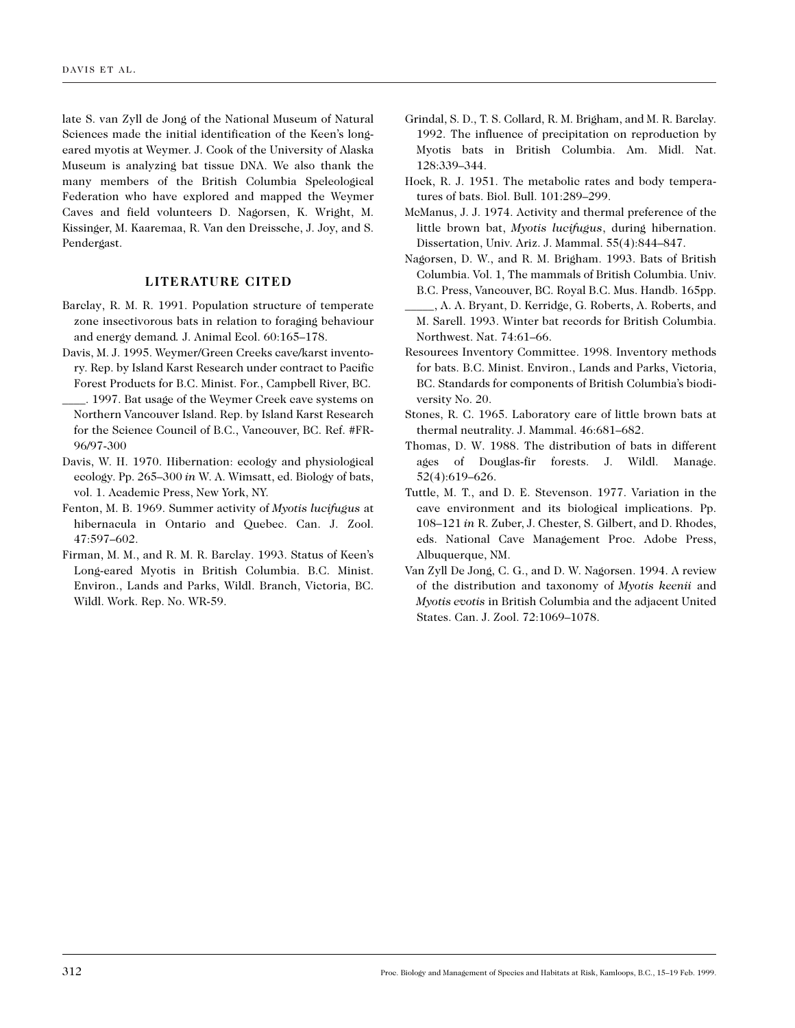late S. van Zyll de Jong of the National Museum of Natural Sciences made the initial identification of the Keen's long-eared myotis at Weymer. J. Cook of the University of Alaska Museum is analyzing bat tissue DNA. We also thank the many members of the British Columbia Speleological Federation who have explored and mapped the Weymer Caves and field volunteers D. Nagorsen, K. Wright, M. Kissinger, M. Kaaremaa, R. Van den Dreissche, J. Joy, and S. Pendergast.

## LITERATURE CITED

Barclay, R. M. R. 1991. Population structure of temperate zone insectivorous bats in relation to foraging behaviour and energy demand. J. Animal Ecol. 60:165–178.

Davis, M. J. 1995. Weymer/Green Creeks cave/karst inventory. Rep. by Island Karst Research under contract to Pacific Forest Products for B.C. Minist. For., Campbell River, BC.

____. 1997. Bat usage of the Weymer Creek cave systems on Northern Vancouver Island. Rep. by Island Karst Research for the Science Council of B.C., Vancouver, BC. Ref. #FR-96/97-300

Davis, W. H. 1970. Hibernation: ecology and physiological ecology. Pp. 265–300 *in* W. A. Wimsatt, ed. Biology of bats, vol. 1. Academic Press, New York, NY.

Fenton, M. B. 1969. Summer activity of *Myotis lucifugus* at hibernacula in Ontario and Quebec. Can. J. Zool. 47:597–602.

Firman, M. M., and R. M. R. Barclay. 1993. Status of Keen's Long-eared Myotis in British Columbia. B.C. Minist. Environ., Lands and Parks, Wildl. Branch, Victoria, BC. Wildl. Work. Rep. No. WR-59.

Grindal, S. D., T. S. Collard, R. M. Brigham, and M. R. Barclay. 1992. The influence of precipitation on reproduction by Myotis bats in British Columbia. Am. Midl. Nat. 128:339–344.

Hock, R. J. 1951. The metabolic rates and body temperatures of bats. Biol. Bull. 101:289–299.

McManus, J. J. 1974. Activity and thermal preference of the little brown bat, *Myotis lucifugus*, during hibernation. Dissertation, Univ. Ariz. J. Mammal. 55(4):844–847.

Nagorsen, D. W., and R. M. Brigham. 1993. Bats of British Columbia. Vol. 1, The mammals of British Columbia. Univ. B.C. Press, Vancouver, BC. Royal B.C. Mus. Handb. 165pp.

_____, A. A. Bryant, D. Kerridge, G. Roberts, A. Roberts, and M. Sarell. 1993. Winter bat records for British Columbia. Northwest. Nat. 74:61–66.

Resources Inventory Committee. 1998. Inventory methods for bats. B.C. Minist. Environ., Lands and Parks, Victoria, BC. Standards for components of British Columbia's biodiversity No. 20.

Stones, R. C. 1965. Laboratory care of little brown bats at thermal neutrality. J. Mammal. 46:681–682.

Thomas, D. W. 1988. The distribution of bats in different ages of Douglas-fir forests. J. Wildl. Manage. 52(4):619–626.

Tuttle, M. T., and D. E. Stevenson. 1977. Variation in the cave environment and its biological implications. Pp. 108–121 *in* R. Zuber, J. Chester, S. Gilbert, and D. Rhodes, eds. National Cave Management Proc. Adobe Press, Albuquerque, NM.

Van Zyll De Jong, C. G., and D. W. Nagorsen. 1994. A review of the distribution and taxonomy of *Myotis keenii* and *Myotis evotis* in British Columbia and the adjacent United States. Can. J. Zool. 72:1069–1078.